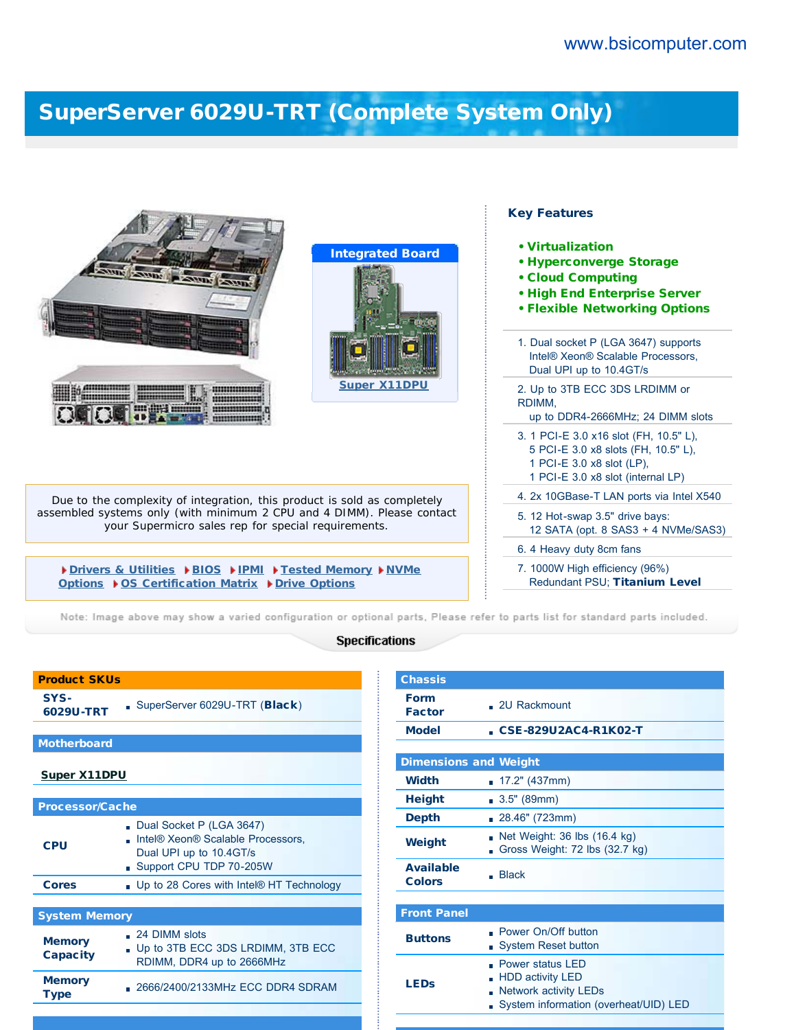www.bsicomputer.com

# SuperServer 6029U-TRT (Complete System Only)

**Integrated Board**

**Super X11DPU**

### Key Features

- **Virtualization**
- **Hyperconverge Storage**
- **Cloud Computing**
- **High End Enterprise Server**
- **Flexible Networking Options**

1. Dual socket P (LGA 3647) supports Intel® Xeon® Scalable Processors, Dual UPI up to 10.4GT/s
2. Up to 3TB ECC 3DS LRDIMM or RDIMM, up to DDR4-2666MHz; 24 DIMM slots
3. 1 PCI-E 3.0 x16 slot (FH, 10.5" L), 5 PCI-E 3.0 x8 slots (FH, 10.5" L), 1 PCI-E 3.0 x8 slot (LP), 1 PCI-E 3.0 x8 slot (internal LP)
4. 2x 10GBase-T LAN ports via Intel X540
5. 12 Hot-swap 3.5" drive bays: 12 SATA (opt. 8 SAS3 + 4 NVMe/SAS3)
6. 4 Heavy duty 8cm fans
7. 1000W High efficiency (96%) Redundant PSU; **Titanium Level**

Due to the complexity of integration, this product is sold as completely assembled systems only (with minimum 2 CPU and 4 DIMM). Please contact your Supermicro sales rep for special requirements.

Drivers & Utilities | BIOS | IPMI | Tested Memory | NVMe Options | OS Certification Matrix | Drive Options

Note: Image above may show a varied configuration or optional parts. Please refer to parts list for standard parts included.

## Specifications

| Product SKUs | |
|---|---|
| SYS-6029U-TRT | SuperServer 6029U-TRT (**Black**) |

| Motherboard |
|---|
| **Super X11DPU** |

| Processor/Cache | |
|---|---|
| CPU | Dual Socket P (LGA 3647)<br>Intel® Xeon® Scalable Processors, Dual UPI up to 10.4GT/s<br>Support CPU TDP 70-205W |
| Cores | Up to 28 Cores with Intel® HT Technology |

| System Memory | |
|---|---|
| Memory Capacity | 24 DIMM slots<br>Up to 3TB ECC 3DS LRDIMM, 3TB ECC RDIMM, DDR4 up to 2666MHz |
| Memory Type | 2666/2400/2133MHz ECC DDR4 SDRAM |

| Chassis | |
|---|---|
| Form Factor | 2U Rackmount |
| Model | **CSE-829U2AC4-R1K02-T** |

| Dimensions and Weight | |
|---|---|
| Width | 17.2" (437mm) |
| Height | 3.5" (89mm) |
| Depth | 28.46" (723mm) |
| Weight | Net Weight: 36 lbs (16.4 kg)<br>Gross Weight: 72 lbs (32.7 kg) |
| Available Colors | Black |

| Front Panel | |
|---|---|
| Buttons | Power On/Off button<br>System Reset button |
| LEDs | Power status LED<br>HDD activity LED<br>Network activity LEDs<br>System information (overheat/UID) LED |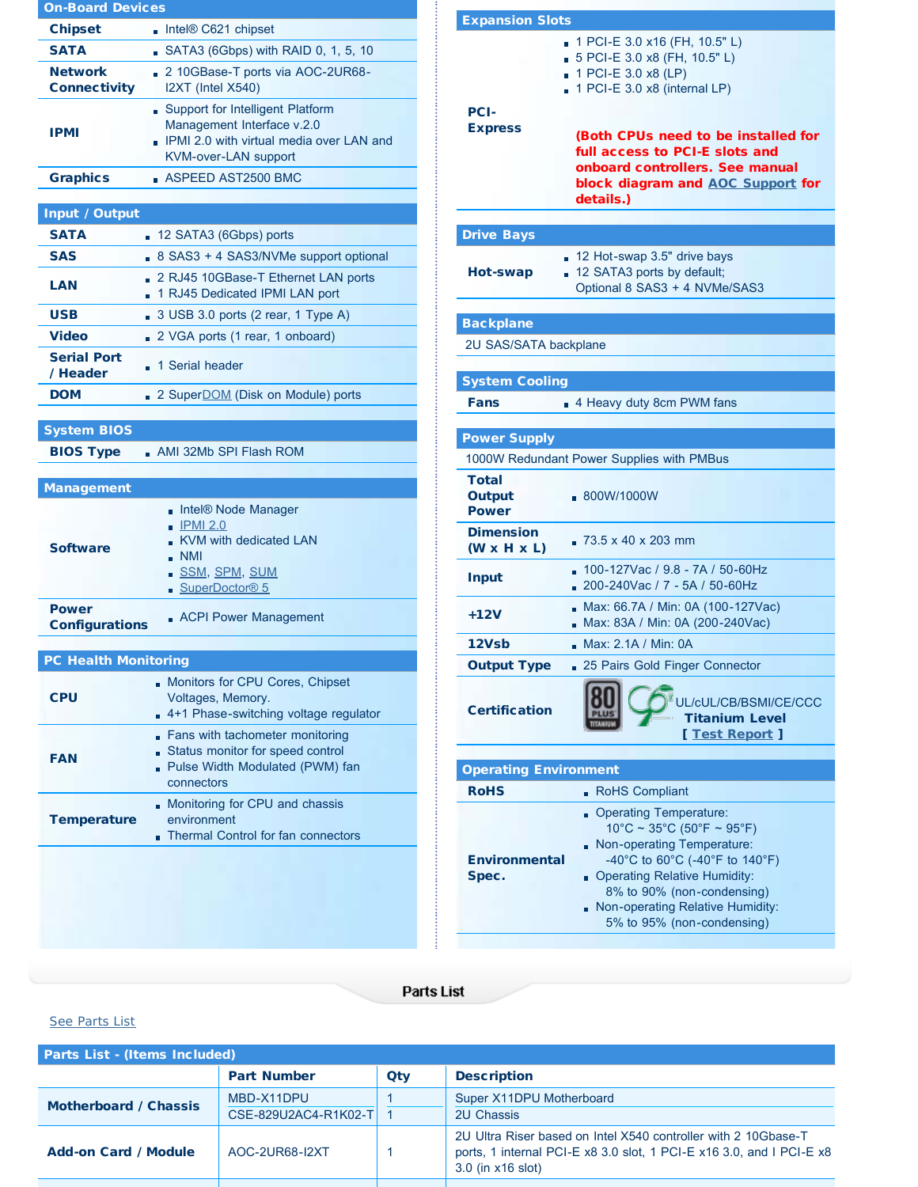## On-Board Devices

| | |
|---|---|
| **Chipset** | Intel® C621 chipset |
| **SATA** | SATA3 (6Gbps) with RAID 0, 1, 5, 10 |
| **Network Connectivity** | 2 10GBase-T ports via AOC-2UR68-I2XT (Intel X540) |
| **IPMI** | Support for Intelligent Platform Management Interface v.2.0<br>IPMI 2.0 with virtual media over LAN and KVM-over-LAN support |
| **Graphics** | ASPEED AST2500 BMC |

## Input / Output

| | |
|---|---|
| **SATA** | 12 SATA3 (6Gbps) ports |
| **SAS** | 8 SAS3 + 4 SAS3/NVMe support optional |
| **LAN** | 2 RJ45 10GBase-T Ethernet LAN ports<br>1 RJ45 Dedicated IPMI LAN port |
| **USB** | 3 USB 3.0 ports (2 rear, 1 Type A) |
| **Video** | 2 VGA ports (1 rear, 1 onboard) |
| **Serial Port / Header** | 1 Serial header |
| **DOM** | 2 SuperDOM (Disk on Module) ports |

## System BIOS

| | |
|---|---|
| **BIOS Type** | AMI 32Mb SPI Flash ROM |

## Management

| | |
|---|---|
| **Software** | Intel® Node Manager<br>IPMI 2.0<br>KVM with dedicated LAN<br>NMI<br>SSM, SPM, SUM<br>SuperDoctor® 5 |
| **Power Configurations** | ACPI Power Management |

## PC Health Monitoring

| | |
|---|---|
| **CPU** | Monitors for CPU Cores, Chipset Voltages, Memory.<br>4+1 Phase-switching voltage regulator |
| **FAN** | Fans with tachometer monitoring<br>Status monitor for speed control<br>Pulse Width Modulated (PWM) fan connectors |
| **Temperature** | Monitoring for CPU and chassis environment<br>Thermal Control for fan connectors |

## Expansion Slots

| | |
|---|---|
| **PCI-Express** | 1 PCI-E 3.0 x16 (FH, 10.5" L)<br>5 PCI-E 3.0 x8 (FH, 10.5" L)<br>1 PCI-E 3.0 x8 (LP)<br>1 PCI-E 3.0 x8 (internal LP)<br><br>**(Both CPUs need to be installed for full access to PCI-E slots and onboard controllers. See manual block diagram and AOC Support for details.)** |

## Drive Bays

| | |
|---|---|
| **Hot-swap** | 12 Hot-swap 3.5" drive bays<br>12 SATA3 ports by default; Optional 8 SAS3 + 4 NVMe/SAS3 |

## Backplane

2U SAS/SATA backplane

## System Cooling

| | |
|---|---|
| **Fans** | 4 Heavy duty 8cm PWM fans |

## Power Supply

1000W Redundant Power Supplies with PMBus

| | |
|---|---|
| **Total Output Power** | 800W/1000W |
| **Dimension (W x H x L)** | 73.5 x 40 x 203 mm |
| **Input** | 100-127Vac / 9.8 - 7A / 50-60Hz<br>200-240Vac / 7 - 5A / 50-60Hz |
| **+12V** | Max: 66.7A / Min: 0A (100-127Vac)<br>Max: 83A / Min: 0A (200-240Vac) |
| **12Vsb** | Max: 2.1A / Min: 0A |
| **Output Type** | 25 Pairs Gold Finger Connector |
| **Certification** | UL/cUL/CB/BSMI/CE/CCC<br>**Titanium Level**<br>[ Test Report ] |

## Operating Environment

| | |
|---|---|
| **RoHS** | RoHS Compliant |
| **Environmental Spec.** | Operating Temperature: 10°C ~ 35°C (50°F ~ 95°F)<br>Non-operating Temperature: -40°C to 60°C (-40°F to 140°F)<br>Operating Relative Humidity: 8% to 90% (non-condensing)<br>Non-operating Relative Humidity: 5% to 95% (non-condensing) |

## Parts List

See Parts List

### Parts List - (Items Included)

| | Part Number | Qty | Description |
|---|---|---|---|
| **Motherboard / Chassis** | MBD-X11DPU | 1 | Super X11DPU Motherboard |
| | CSE-829U2AC4-R1K02-T | 1 | 2U Chassis |
| **Add-on Card / Module** | AOC-2UR68-I2XT | 1 | 2U Ultra Riser based on Intel X540 controller with 2 10Gbase-T ports, 1 internal PCI-E x8 3.0 slot, 1 PCI-E x16 3.0, and I PCI-E x8 3.0 (in x16 slot) |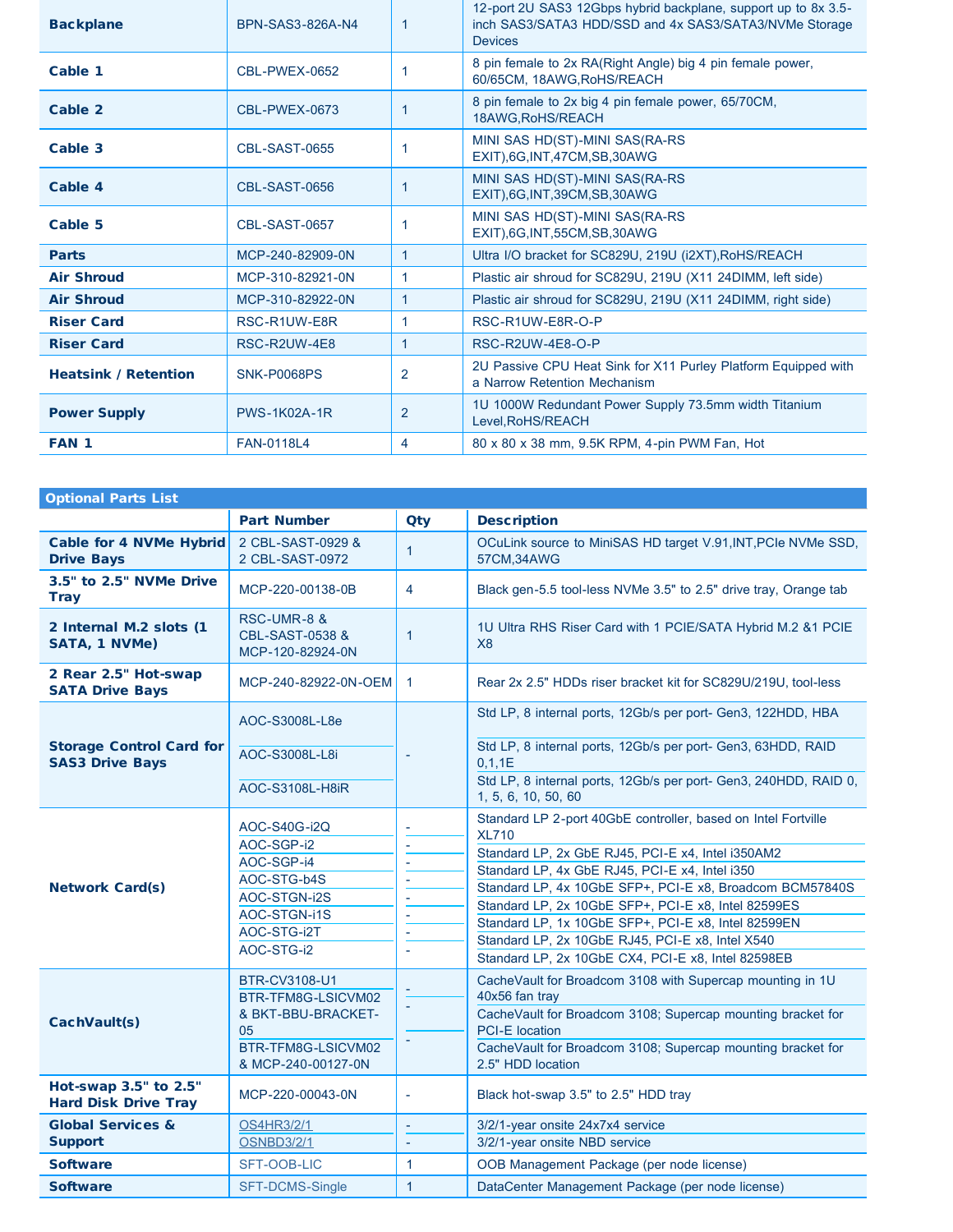| | | | |
|---|---|---|---|
| **Backplane** | BPN-SAS3-826A-N4 | 1 | 12-port 2U SAS3 12Gbps hybrid backplane, support up to 8x 3.5-inch SAS3/SATA3 HDD/SSD and 4x SAS3/SATA3/NVMe Storage Devices |
| **Cable 1** | CBL-PWEX-0652 | 1 | 8 pin female to 2x RA(Right Angle) big 4 pin female power, 60/65CM, 18AWG,RoHS/REACH |
| **Cable 2** | CBL-PWEX-0673 | 1 | 8 pin female to 2x big 4 pin female power, 65/70CM, 18AWG,RoHS/REACH |
| **Cable 3** | CBL-SAST-0655 | 1 | MINI SAS HD(ST)-MINI SAS(RA-RS EXIT),6G,INT,47CM,SB,30AWG |
| **Cable 4** | CBL-SAST-0656 | 1 | MINI SAS HD(ST)-MINI SAS(RA-RS EXIT),6G,INT,39CM,SB,30AWG |
| **Cable 5** | CBL-SAST-0657 | 1 | MINI SAS HD(ST)-MINI SAS(RA-RS EXIT),6G,INT,55CM,SB,30AWG |
| **Parts** | MCP-240-82909-0N | 1 | Ultra I/O bracket for SC829U, 219U (i2XT),RoHS/REACH |
| **Air Shroud** | MCP-310-82921-0N | 1 | Plastic air shroud for SC829U, 219U (X11 24DIMM, left side) |
| **Air Shroud** | MCP-310-82922-0N | 1 | Plastic air shroud for SC829U, 219U (X11 24DIMM, right side) |
| **Riser Card** | RSC-R1UW-E8R | 1 | RSC-R1UW-E8R-O-P |
| **Riser Card** | RSC-R2UW-4E8 | 1 | RSC-R2UW-4E8-O-P |
| **Heatsink / Retention** | SNK-P0068PS | 2 | 2U Passive CPU Heat Sink for X11 Purley Platform Equipped with a Narrow Retention Mechanism |
| **Power Supply** | PWS-1K02A-1R | 2 | 1U 1000W Redundant Power Supply 73.5mm width Titanium Level,RoHS/REACH |
| **FAN 1** | FAN-0118L4 | 4 | 80 x 80 x 38 mm, 9.5K RPM, 4-pin PWM Fan, Hot |

## Optional Parts List

| | Part Number | Qty | Description |
|---|---|---|---|
| **Cable for 4 NVMe Hybrid Drive Bays** | 2 CBL-SAST-0929 & 2 CBL-SAST-0972 | 1 | OCuLink source to MiniSAS HD target V.91,INT,PCIe NVMe SSD, 57CM,34AWG |
| **3.5" to 2.5" NVMe Drive Tray** | MCP-220-00138-0B | 4 | Black gen-5.5 tool-less NVMe 3.5" to 2.5" drive tray, Orange tab |
| **2 Internal M.2 slots (1 SATA, 1 NVMe)** | RSC-UMR-8 & CBL-SAST-0538 & MCP-120-82924-0N | 1 | 1U Ultra RHS Riser Card with 1 PCIE/SATA Hybrid M.2 &1 PCIE X8 |
| **2 Rear 2.5" Hot-swap SATA Drive Bays** | MCP-240-82922-0N-OEM | 1 | Rear 2x 2.5" HDDs riser bracket kit for SC829U/219U, tool-less |
| **Storage Control Card for SAS3 Drive Bays** | AOC-S3008L-L8e | - | Std LP, 8 internal ports, 12Gb/s per port- Gen3, 122HDD, HBA |
| | AOC-S3008L-L8i | | Std LP, 8 internal ports, 12Gb/s per port- Gen3, 63HDD, RAID 0,1,1E |
| | AOC-S3108L-H8iR | | Std LP, 8 internal ports, 12Gb/s per port- Gen3, 240HDD, RAID 0, 1, 5, 6, 10, 50, 60 |
| **Network Card(s)** | AOC-S40G-i2Q | - | Standard LP 2-port 40GbE controller, based on Intel Fortville XL710 |
| | AOC-SGP-i2 | - | Standard LP, 2x GbE RJ45, PCI-E x4, Intel i350AM2 |
| | AOC-SGP-i4 | - | Standard LP, 4x GbE RJ45, PCI-E x4, Intel i350 |
| | AOC-STG-b4S | - | Standard LP, 4x 10GbE SFP+, PCI-E x8, Broadcom BCM57840S |
| | AOC-STGN-i2S | - | Standard LP, 2x 10GbE SFP+, PCI-E x8, Intel 82599ES |
| | AOC-STGN-i1S | - | Standard LP, 1x 10GbE SFP+, PCI-E x8, Intel 82599EN |
| | AOC-STG-i2T | - | Standard LP, 2x 10GbE RJ45, PCI-E x8, Intel X540 |
| | AOC-STG-i2 | - | Standard LP, 2x 10GbE CX4, PCI-E x8, Intel 82598EB |
| **CachVault(s)** | BTR-CV3108-U1 | - | CacheVault for Broadcom 3108 with Supercap mounting in 1U 40x56 fan tray |
| | BTR-TFM8G-LSICVM02 & BKT-BBU-BRACKET-05 | - | CacheVault for Broadcom 3108; Supercap mounting bracket for PCI-E location |
| | BTR-TFM8G-LSICVM02 & MCP-240-00127-0N | - | CacheVault for Broadcom 3108; Supercap mounting bracket for 2.5" HDD location |
| **Hot-swap 3.5" to 2.5" Hard Disk Drive Tray** | MCP-220-00043-0N | - | Black hot-swap 3.5" to 2.5" HDD tray |
| **Global Services & Support** | OS4HR3/2/1 | - | 3/2/1-year onsite 24x7x4 service |
| | OSNBD3/2/1 | - | 3/2/1-year onsite NBD service |
| **Software** | SFT-OOB-LIC | 1 | OOB Management Package (per node license) |
| **Software** | SFT-DCMS-Single | 1 | DataCenter Management Package (per node license) |